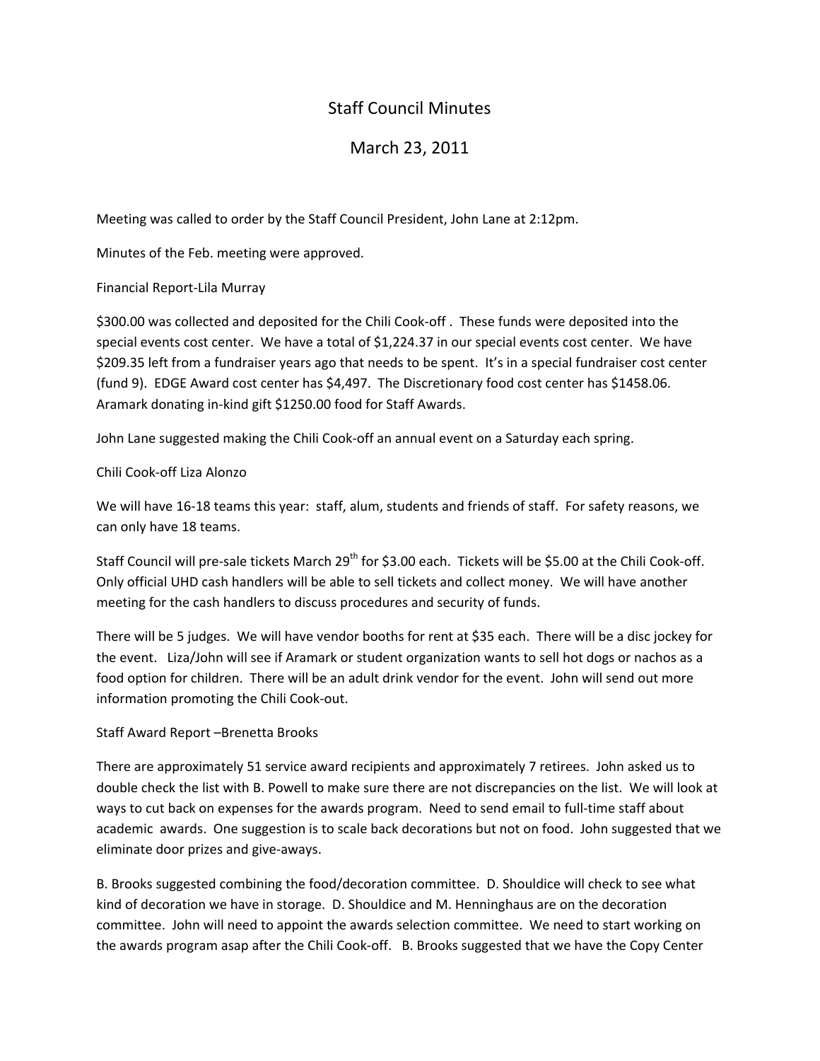# Staff Council Minutes

## March 23, 2011

Meeting was called to order by the Staff Council President, John Lane at 2:12pm.

Minutes of the Feb. meeting were approved.

Financial Report-Lila Murray

$300.00 was collected and deposited for the Chili Cook-off . These funds were deposited into the special events cost center. We have a total of $1,224.37 in our special events cost center. We have $209.35 left from a fundraiser years ago that needs to be spent. It's in a special fundraiser cost center (fund 9). EDGE Award cost center has $4,497. The Discretionary food cost center has $1458.06. Aramark donating in-kind gift $1250.00 food for Staff Awards.

John Lane suggested making the Chili Cook-off an annual event on a Saturday each spring.

Chili Cook-off Liza Alonzo

We will have 16-18 teams this year: staff, alum, students and friends of staff. For safety reasons, we can only have 18 teams.

Staff Council will pre-sale tickets March 29th for $3.00 each. Tickets will be $5.00 at the Chili Cook-off. Only official UHD cash handlers will be able to sell tickets and collect money. We will have another meeting for the cash handlers to discuss procedures and security of funds.

There will be 5 judges. We will have vendor booths for rent at $35 each. There will be a disc jockey for the event. Liza/John will see if Aramark or student organization wants to sell hot dogs or nachos as a food option for children. There will be an adult drink vendor for the event. John will send out more information promoting the Chili Cook-out.

Staff Award Report –Brenetta Brooks

There are approximately 51 service award recipients and approximately 7 retirees. John asked us to double check the list with B. Powell to make sure there are not discrepancies on the list. We will look at ways to cut back on expenses for the awards program. Need to send email to full-time staff about academic awards. One suggestion is to scale back decorations but not on food. John suggested that we eliminate door prizes and give-aways.

B. Brooks suggested combining the food/decoration committee. D. Shouldice will check to see what kind of decoration we have in storage. D. Shouldice and M. Henninghaus are on the decoration committee. John will need to appoint the awards selection committee. We need to start working on the awards program asap after the Chili Cook-off. B. Brooks suggested that we have the Copy Center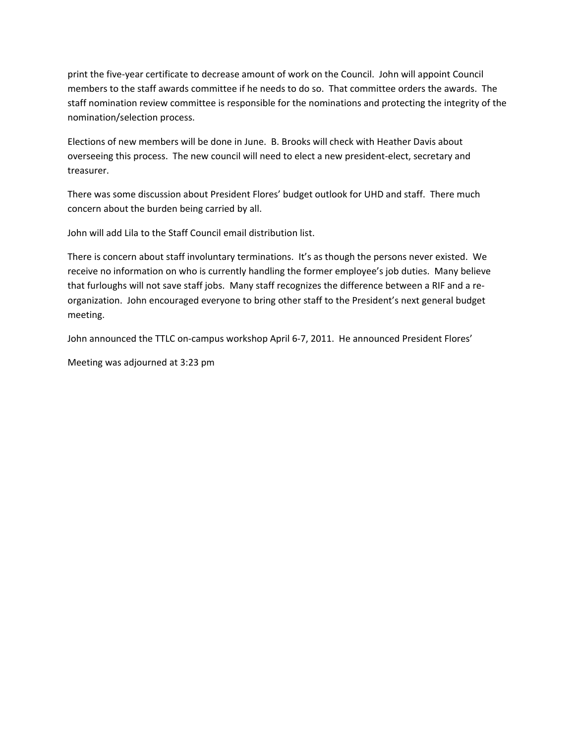print the five-year certificate to decrease amount of work on the Council. John will appoint Council members to the staff awards committee if he needs to do so. That committee orders the awards. The staff nomination review committee is responsible for the nominations and protecting the integrity of the nomination/selection process.

Elections of new members will be done in June. B. Brooks will check with Heather Davis about overseeing this process. The new council will need to elect a new president-elect, secretary and treasurer.

There was some discussion about President Flores' budget outlook for UHD and staff. There much concern about the burden being carried by all.

John will add Lila to the Staff Council email distribution list.

There is concern about staff involuntary terminations. It's as though the persons never existed. We receive no information on who is currently handling the former employee's job duties. Many believe that furloughs will not save staff jobs. Many staff recognizes the difference between a RIF and a re-organization. John encouraged everyone to bring other staff to the President's next general budget meeting.

John announced the TTLC on-campus workshop April 6-7, 2011. He announced President Flores'

Meeting was adjourned at 3:23 pm